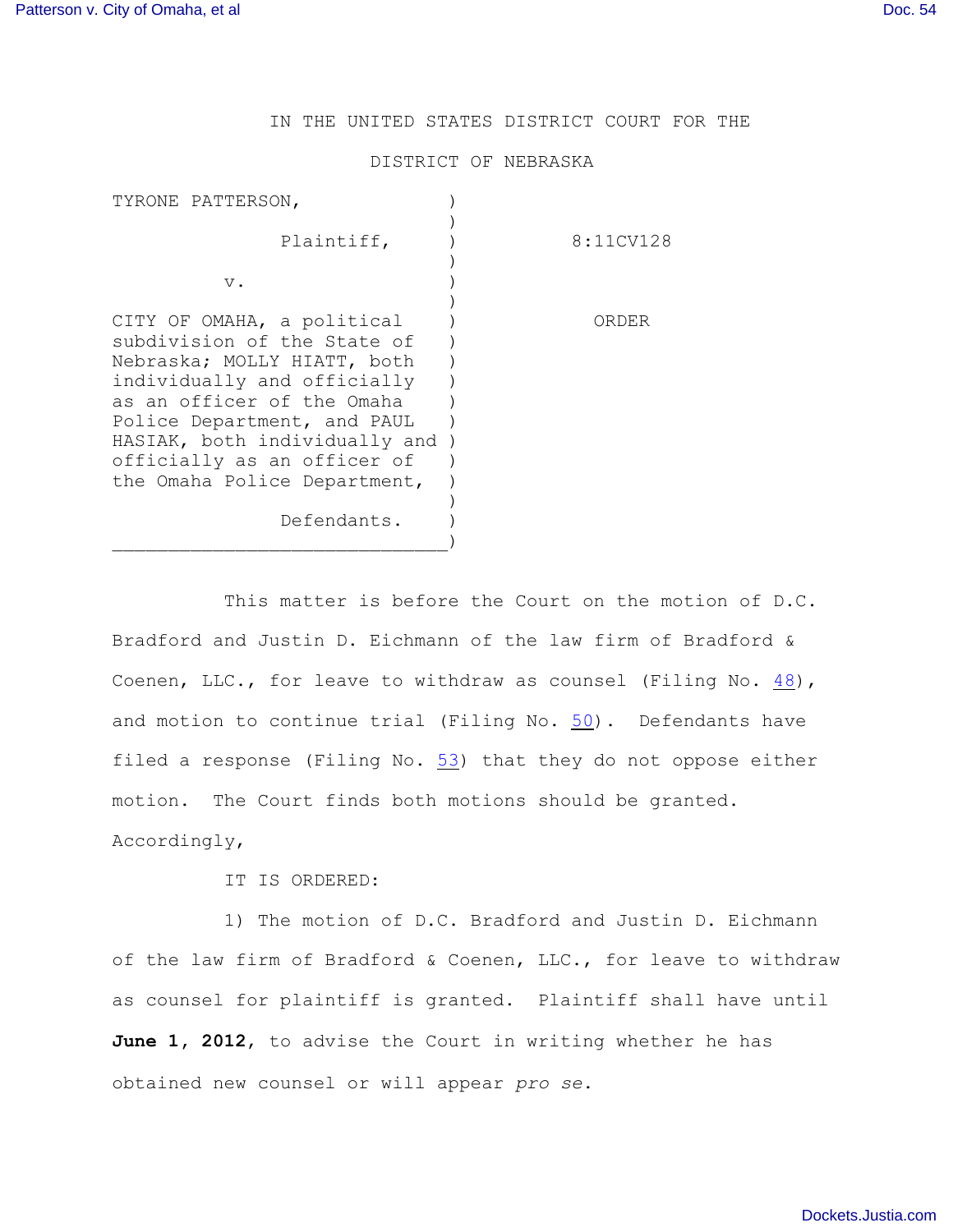IN THE UNITED STATES DISTRICT COURT FOR THE

DISTRICT OF NEBRASKA

| | | |
|---|---|---|
| TYRONE PATTERSON, | ) | |
| Plaintiff, | ) | 8:11CV128 |
| v. | ) | |
| CITY OF OMAHA, a political subdivision of the State of Nebraska; MOLLY HIATT, both individually and officially as an officer of the Omaha Police Department, and PAUL HASIAK, both individually and officially as an officer of the Omaha Police Department, | ) | ORDER |
| Defendants. | ) | |

This matter is before the Court on the motion of D.C. Bradford and Justin D. Eichmann of the law firm of Bradford & Coenen, LLC., for leave to withdraw as counsel (Filing No. 48), and motion to continue trial (Filing No. 50). Defendants have filed a response (Filing No. 53) that they do not oppose either motion. The Court finds both motions should be granted. Accordingly,

IT IS ORDERED:

1) The motion of D.C. Bradford and Justin D. Eichmann of the law firm of Bradford & Coenen, LLC., for leave to withdraw as counsel for plaintiff is granted. Plaintiff shall have until **June 1, 2012**, to advise the Court in writing whether he has obtained new counsel or will appear *pro se*.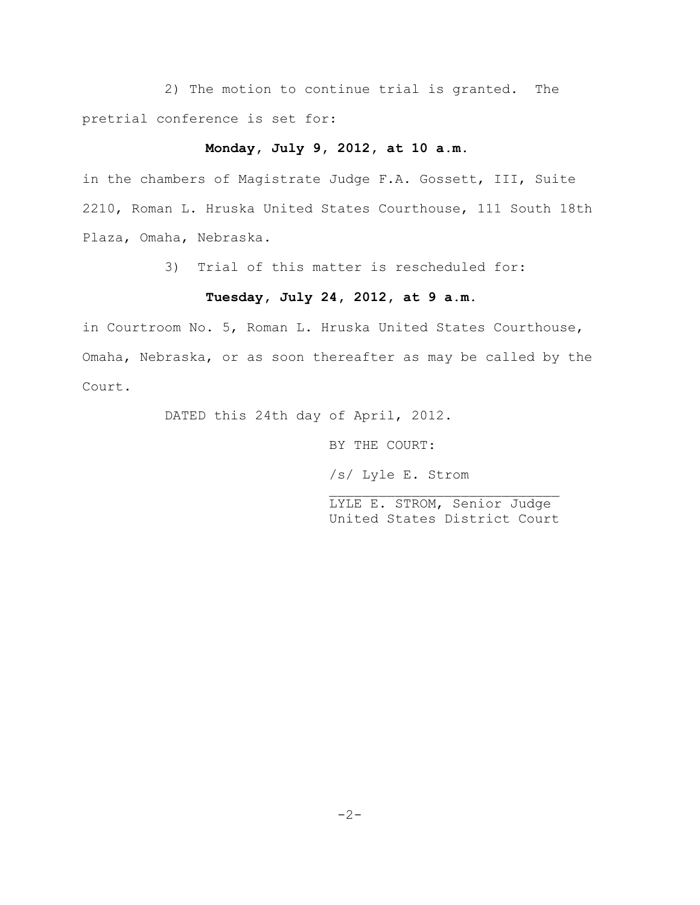2) The motion to continue trial is granted. The pretrial conference is set for:

**Monday, July 9, 2012, at 10 a.m.**

in the chambers of Magistrate Judge F.A. Gossett, III, Suite 2210, Roman L. Hruska United States Courthouse, 111 South 18th Plaza, Omaha, Nebraska.

3) Trial of this matter is rescheduled for:

**Tuesday, July 24, 2012, at 9 a.m.**

in Courtroom No. 5, Roman L. Hruska United States Courthouse, Omaha, Nebraska, or as soon thereafter as may be called by the Court.

DATED this 24th day of April, 2012.

BY THE COURT:

/s/ Lyle E. Strom

______________________________
LYLE E. STROM, Senior Judge
United States District Court